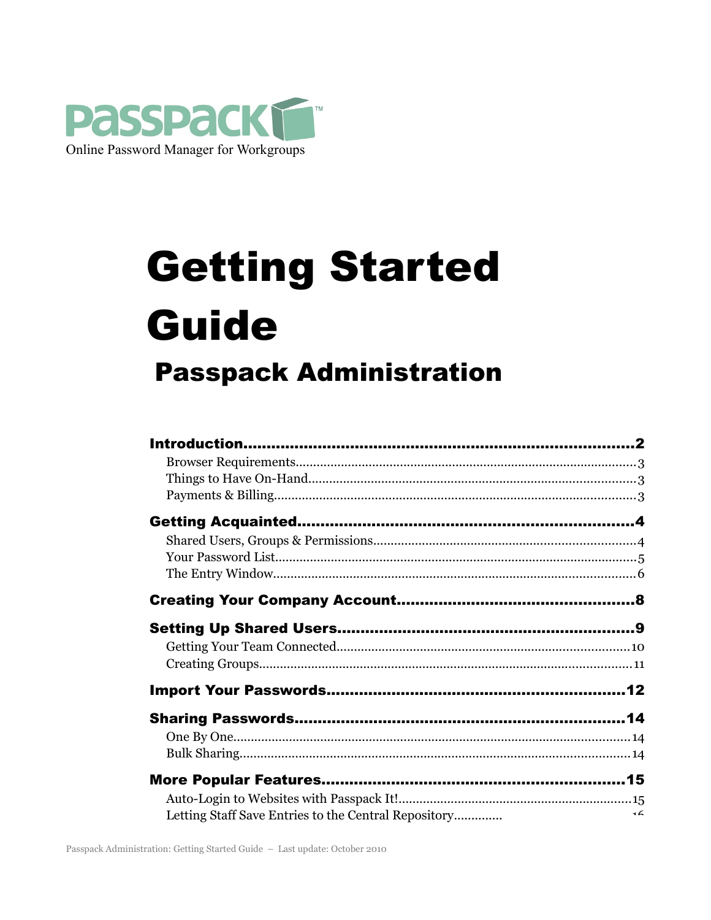PASSPACK™

Online Password Manager for Workgroups

# Getting Started Guide

## Passpack Administration

**Introduction** ........ **2**
- Browser Requirements ........ 3
- Things to Have On-Hand ........ 3
- Payments & Billing ........ 3

**Getting Acquainted** ........ **4**
- Shared Users, Groups & Permissions ........ 4
- Your Password List ........ 5
- The Entry Window ........ 6

**Creating Your Company Account** ........ **8**

**Setting Up Shared Users** ........ **9**
- Getting Your Team Connected ........ 10
- Creating Groups ........ 11

**Import Your Passwords** ........ **12**

**Sharing Passwords** ........ **14**
- One By One ........ 14
- Bulk Sharing ........ 14

**More Popular Features** ........ **15**
- Auto-Login to Websites with Passpack It! ........ 15
- Letting Staff Save Entries to the Central Repository ........ 16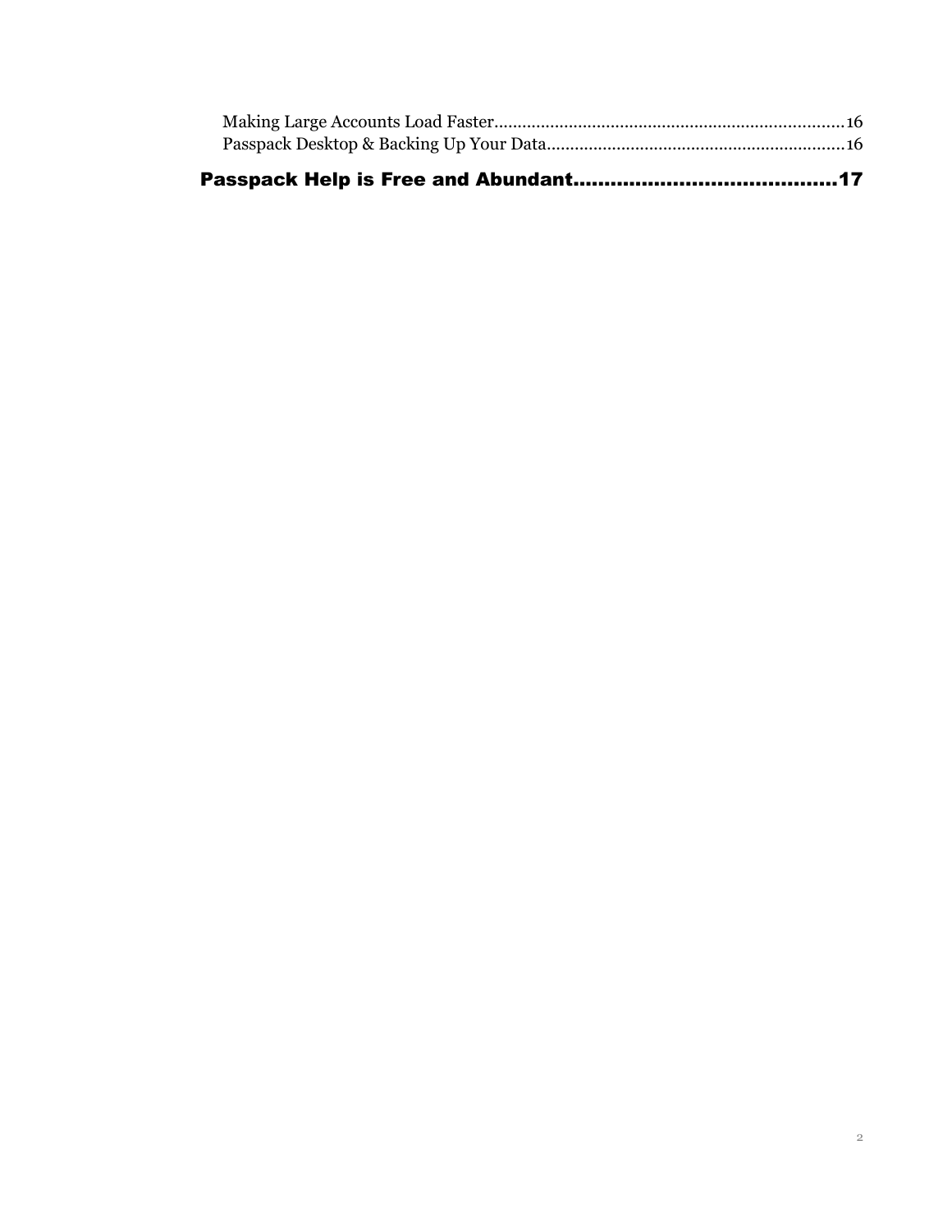Making Large Accounts Load Faster............................................................................16
Passpack Desktop & Backing Up Your Data.................................................................16

**Passpack Help is Free and Abundant..........................................17**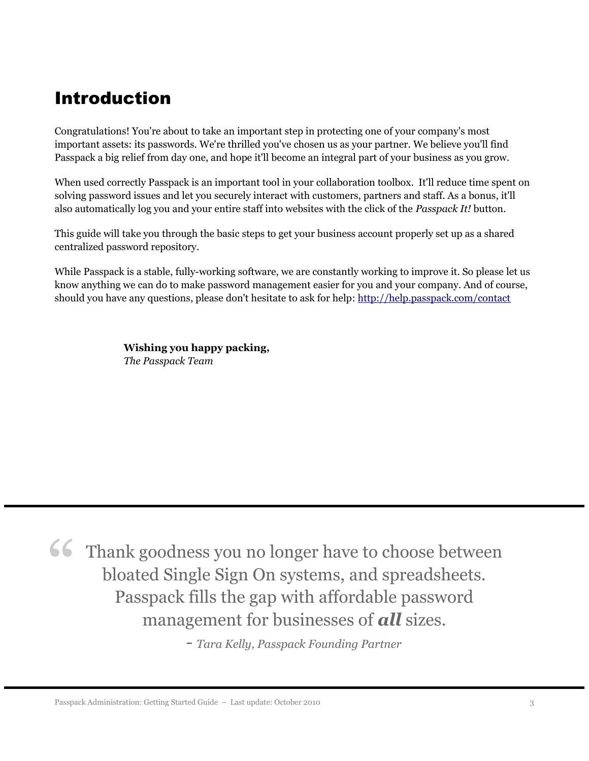# Introduction

Congratulations! You're about to take an important step in protecting one of your company's most important assets: its passwords. We're thrilled you've chosen us as your partner. We believe you'll find Passpack a big relief from day one, and hope it'll become an integral part of your business as you grow.

When used correctly Passpack is an important tool in your collaboration toolbox. It'll reduce time spent on solving password issues and let you securely interact with customers, partners and staff. As a bonus, it'll also automatically log you and your entire staff into websites with the click of the *Passpack It!* button.

This guide will take you through the basic steps to get your business account properly set up as a shared centralized password repository.

While Passpack is a stable, fully-working software, we are constantly working to improve it. So please let us know anything we can do to make password management easier for you and your company. And of course, should you have any questions, please don't hesitate to ask for help: [http://help.passpack.com/contact](http://help.passpack.com/contact)

**Wishing you happy packing,**
*The Passpack Team*

---

> “Thank goodness you no longer have to choose between bloated Single Sign On systems, and spreadsheets. Passpack fills the gap with affordable password management for businesses of ***all*** sizes.
>
> - *Tara Kelly, Passpack Founding Partner*

---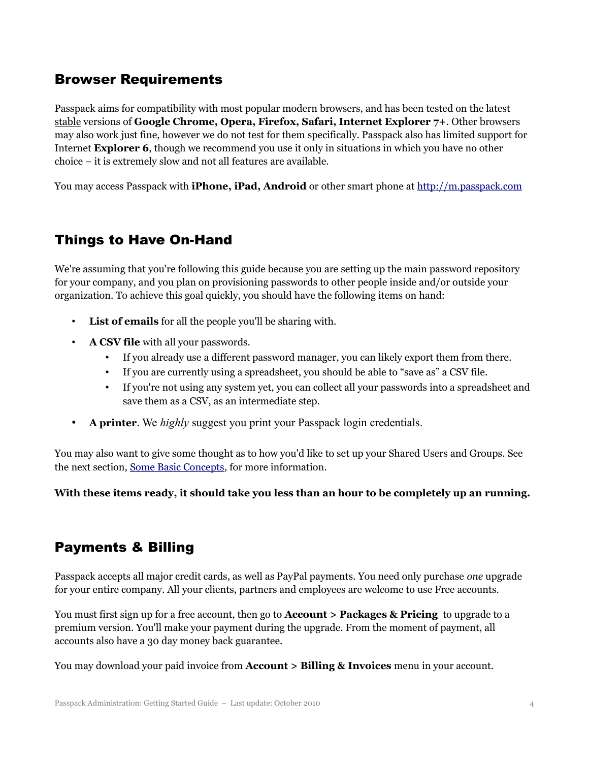## Browser Requirements

Passpack aims for compatibility with most popular modern browsers, and has been tested on the latest stable versions of **Google Chrome, Opera, Firefox, Safari, Internet Explorer 7+**. Other browsers may also work just fine, however we do not test for them specifically. Passpack also has limited support for Internet **Explorer 6**, though we recommend you use it only in situations in which you have no other choice – it is extremely slow and not all features are available.

You may access Passpack with **iPhone, iPad, Android** or other smart phone at [http://m.passpack.com](http://m.passpack.com)

## Things to Have On-Hand

We're assuming that you're following this guide because you are setting up the main password repository for your company, and you plan on provisioning passwords to other people inside and/or outside your organization. To achieve this goal quickly, you should have the following items on hand:

- **List of emails** for all the people you'll be sharing with.
- **A CSV file** with all your passwords.
  - If you already use a different password manager, you can likely export them from there.
  - If you are currently using a spreadsheet, you should be able to "save as" a CSV file.
  - If you're not using any system yet, you can collect all your passwords into a spreadsheet and save them as a CSV, as an intermediate step.
- **A printer**. We *highly* suggest you print your Passpack login credentials.

You may also want to give some thought as to how you'd like to set up your Shared Users and Groups. See the next section, Some Basic Concepts, for more information.

**With these items ready, it should take you less than an hour to be completely up an running.**

## Payments & Billing

Passpack accepts all major credit cards, as well as PayPal payments. You need only purchase *one* upgrade for your entire company. All your clients, partners and employees are welcome to use Free accounts.

You must first sign up for a free account, then go to **Account > Packages & Pricing** to upgrade to a premium version. You'll make your payment during the upgrade. From the moment of payment, all accounts also have a 30 day money back guarantee.

You may download your paid invoice from **Account > Billing & Invoices** menu in your account.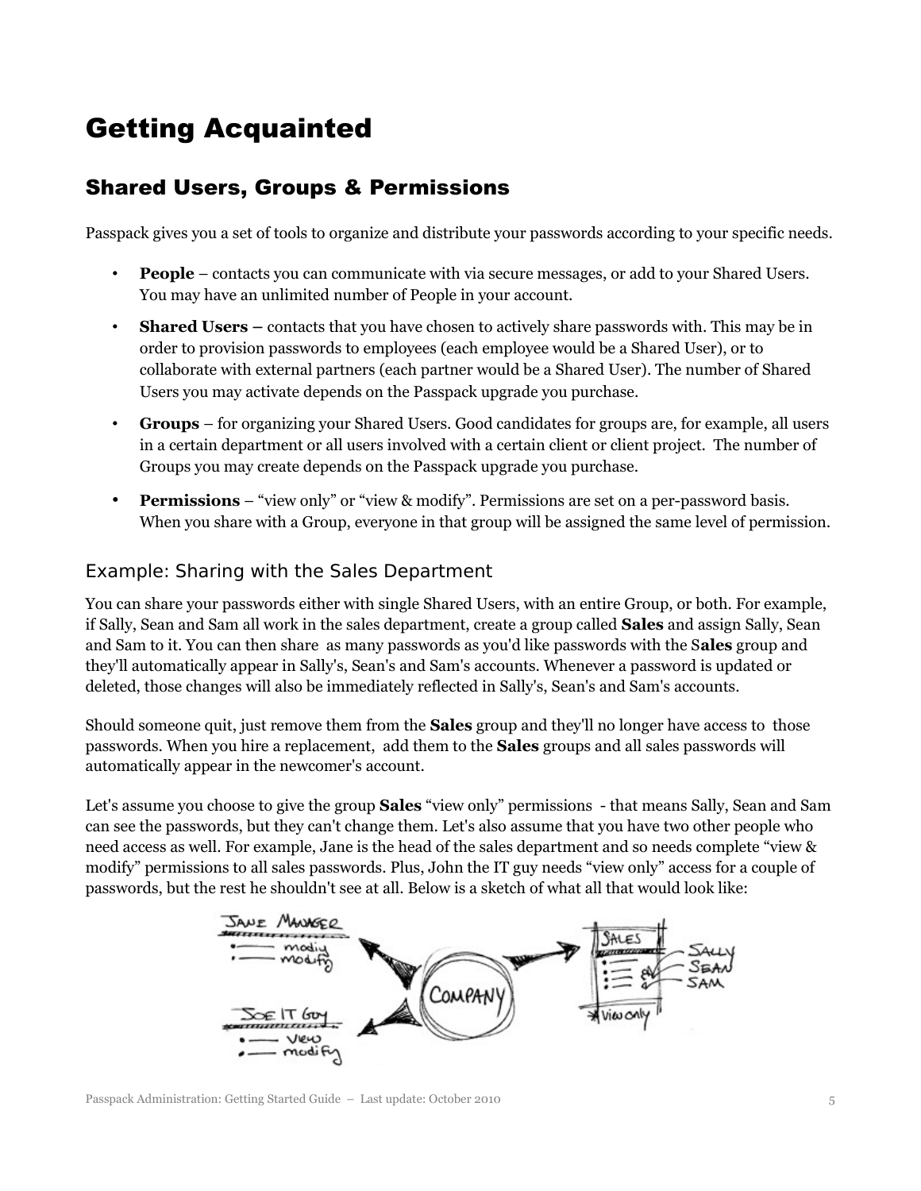# Getting Acquainted

## Shared Users, Groups & Permissions

Passpack gives you a set of tools to organize and distribute your passwords according to your specific needs.

- **People** – contacts you can communicate with via secure messages, or add to your Shared Users. You may have an unlimited number of People in your account.
- **Shared Users –** contacts that you have chosen to actively share passwords with. This may be in order to provision passwords to employees (each employee would be a Shared User), or to collaborate with external partners (each partner would be a Shared User). The number of Shared Users you may activate depends on the Passpack upgrade you purchase.
- **Groups** – for organizing your Shared Users. Good candidates for groups are, for example, all users in a certain department or all users involved with a certain client or client project. The number of Groups you may create depends on the Passpack upgrade you purchase.
- **Permissions** – "view only" or "view & modify". Permissions are set on a per-password basis. When you share with a Group, everyone in that group will be assigned the same level of permission.

### Example: Sharing with the Sales Department

You can share your passwords either with single Shared Users, with an entire Group, or both. For example, if Sally, Sean and Sam all work in the sales department, create a group called **Sales** and assign Sally, Sean and Sam to it. You can then share as many passwords as you'd like passwords with the S**ales** group and they'll automatically appear in Sally's, Sean's and Sam's accounts. Whenever a password is updated or deleted, those changes will also be immediately reflected in Sally's, Sean's and Sam's accounts.

Should someone quit, just remove them from the **Sales** group and they'll no longer have access to those passwords. When you hire a replacement, add them to the **Sales** groups and all sales passwords will automatically appear in the newcomer's account.

Let's assume you choose to give the group **Sales** "view only" permissions - that means Sally, Sean and Sam can see the passwords, but they can't change them. Let's also assume that you have two other people who need access as well. For example, Jane is the head of the sales department and so needs complete "view & modify" permissions to all sales passwords. Plus, John the IT guy needs "view only" access for a couple of passwords, but the rest he shouldn't see at all. Below is a sketch of what all that would look like: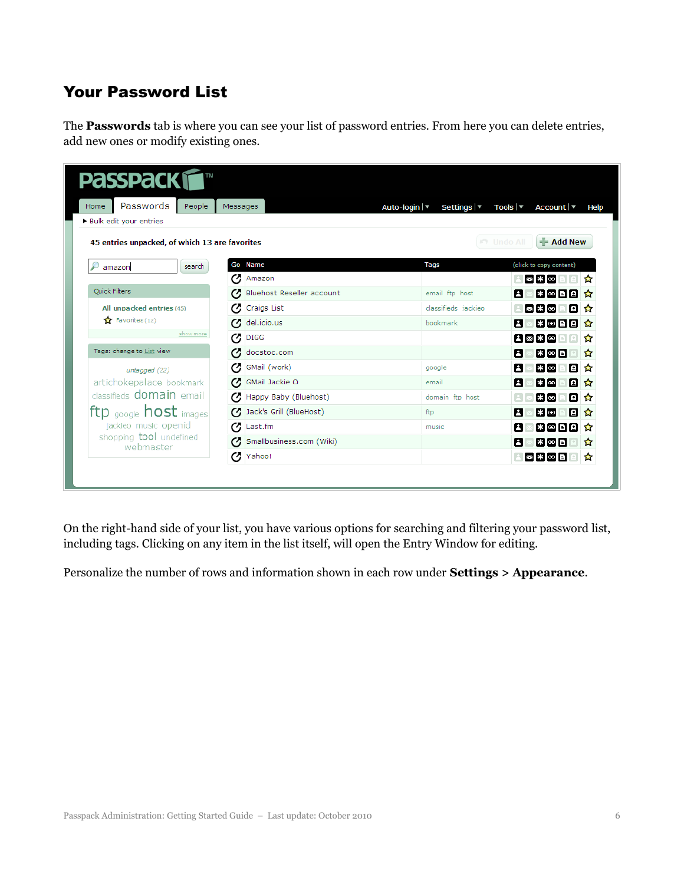# Your Password List

The **Passwords** tab is where you can see your list of password entries. From here you can delete entries, add new ones or modify existing ones.

On the right-hand side of your list, you have various options for searching and filtering your password list, including tags. Clicking on any item in the list itself, will open the Entry Window for editing.

Personalize the number of rows and information shown in each row under **Settings** > **Appearance**.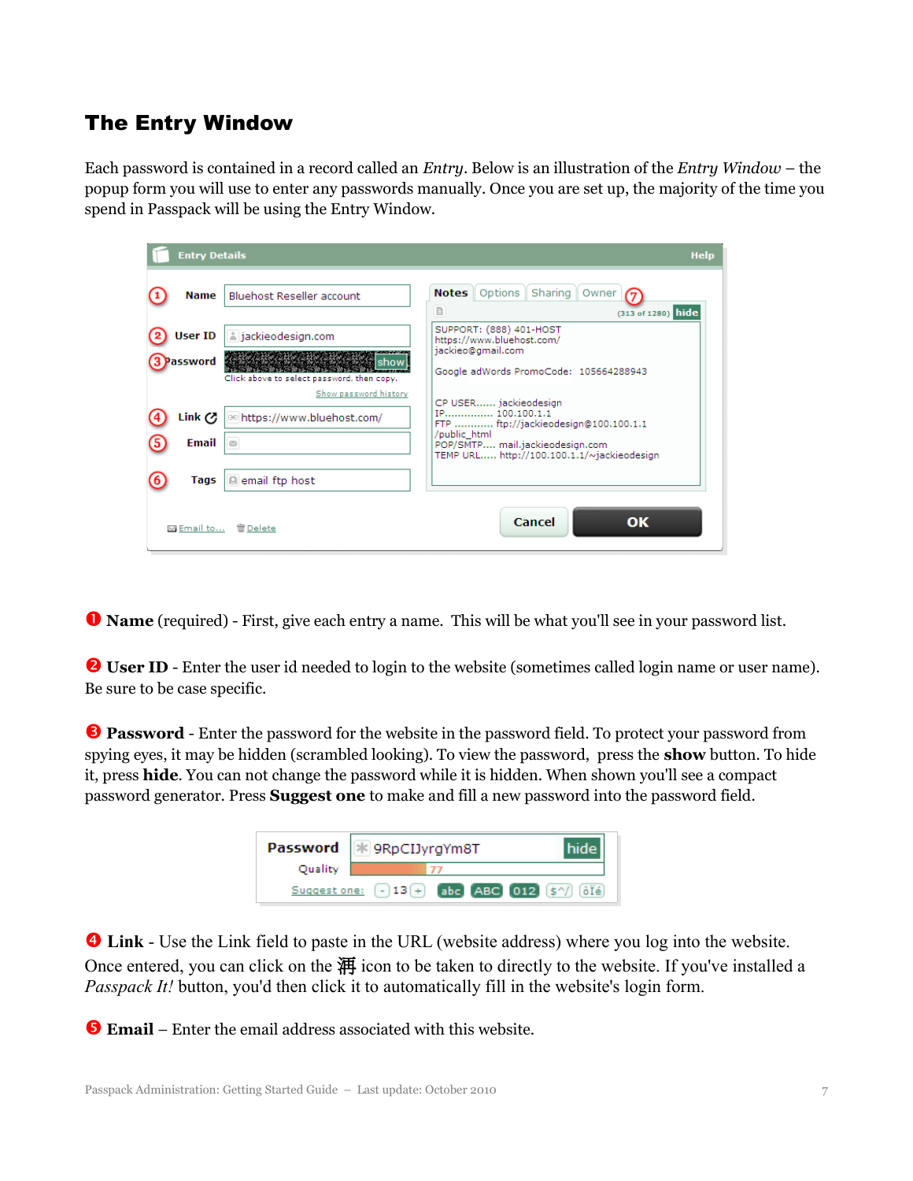## The Entry Window

Each password is contained in a record called an *Entry*. Below is an illustration of the *Entry Window* – the popup form you will use to enter any passwords manually. Once you are set up, the majority of the time you spend in Passpack will be using the Entry Window.

❶ **Name** (required) - First, give each entry a name. This will be what you'll see in your password list.

❷ **User ID** - Enter the user id needed to login to the website (sometimes called login name or user name). Be sure to be case specific.

❸ **Password** - Enter the password for the website in the password field. To protect your password from spying eyes, it may be hidden (scrambled looking). To view the password, press the **show** button. To hide it, press **hide**. You can not change the password while it is hidden. When shown you'll see a compact password generator. Press **Suggest one** to make and fill a new password into the password field.

❹ **Link** - Use the Link field to paste in the URL (website address) where you log into the website. Once entered, you can click on the 湃 icon to be taken to directly to the website. If you've installed a *Passpack It!* button, you'd then click it to automatically fill in the website's login form.

❺ **Email** – Enter the email address associated with this website.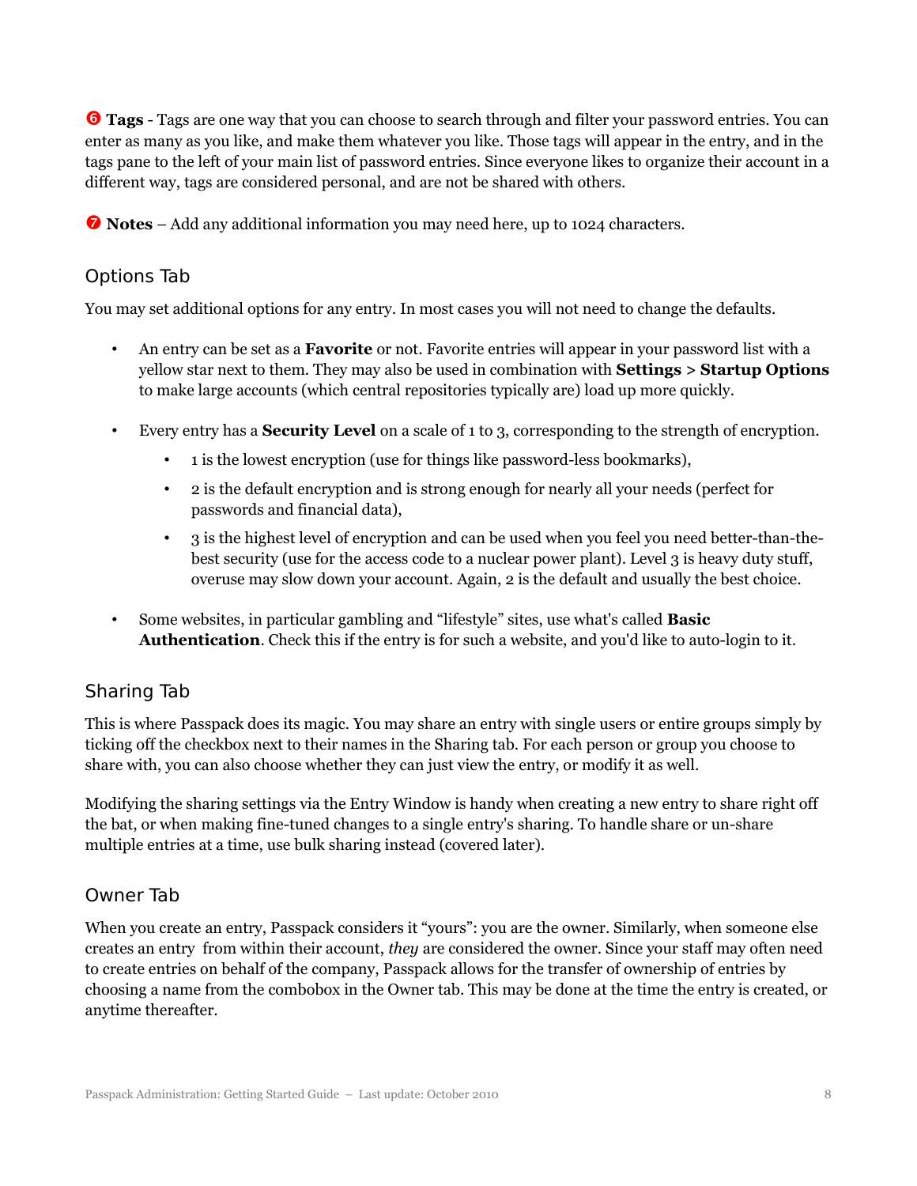❻ **Tags** - Tags are one way that you can choose to search through and filter your password entries. You can enter as many as you like, and make them whatever you like. Those tags will appear in the entry, and in the tags pane to the left of your main list of password entries. Since everyone likes to organize their account in a different way, tags are considered personal, and are not be shared with others.

❼ **Notes** – Add any additional information you may need here, up to 1024 characters.

## Options Tab

You may set additional options for any entry. In most cases you will not need to change the defaults.

- An entry can be set as a **Favorite** or not. Favorite entries will appear in your password list with a yellow star next to them. They may also be used in combination with **Settings** > **Startup Options** to make large accounts (which central repositories typically are) load up more quickly.
- Every entry has a **Security Level** on a scale of 1 to 3, corresponding to the strength of encryption.
  - 1 is the lowest encryption (use for things like password-less bookmarks),
  - 2 is the default encryption and is strong enough for nearly all your needs (perfect for passwords and financial data),
  - 3 is the highest level of encryption and can be used when you feel you need better-than-the-best security (use for the access code to a nuclear power plant). Level 3 is heavy duty stuff, overuse may slow down your account. Again, 2 is the default and usually the best choice.
- Some websites, in particular gambling and "lifestyle" sites, use what's called **Basic Authentication**. Check this if the entry is for such a website, and you'd like to auto-login to it.

## Sharing Tab

This is where Passpack does its magic. You may share an entry with single users or entire groups simply by ticking off the checkbox next to their names in the Sharing tab. For each person or group you choose to share with, you can also choose whether they can just view the entry, or modify it as well.

Modifying the sharing settings via the Entry Window is handy when creating a new entry to share right off the bat, or when making fine-tuned changes to a single entry's sharing. To handle share or un-share multiple entries at a time, use bulk sharing instead (covered later).

## Owner Tab

When you create an entry, Passpack considers it "yours": you are the owner. Similarly, when someone else creates an entry from within their account, *they* are considered the owner. Since your staff may often need to create entries on behalf of the company, Passpack allows for the transfer of ownership of entries by choosing a name from the combobox in the Owner tab. This may be done at the time the entry is created, or anytime thereafter.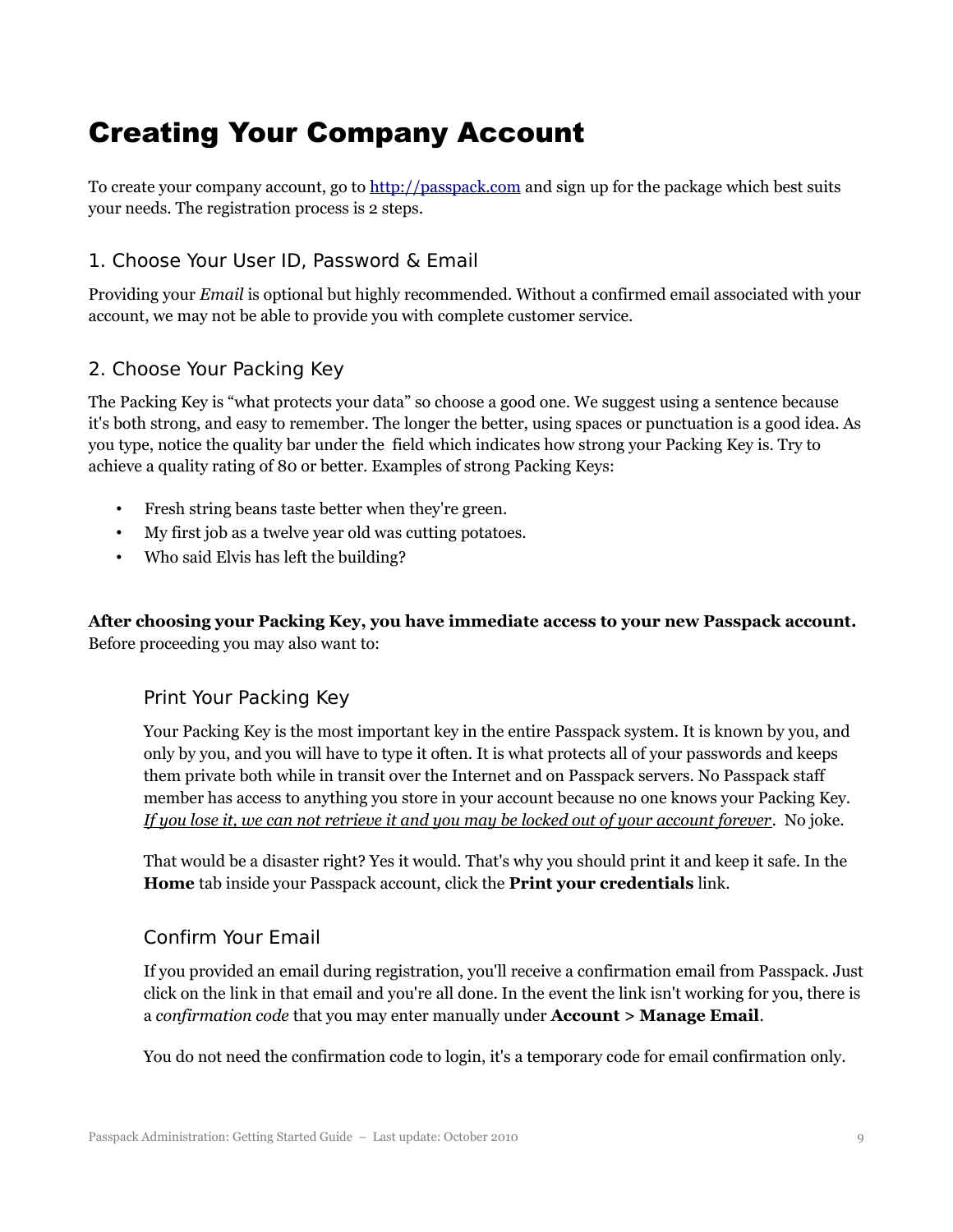# Creating Your Company Account

To create your company account, go to [http://passpack.com](http://passpack.com) and sign up for the package which best suits your needs. The registration process is 2 steps.

## 1. Choose Your User ID, Password & Email

Providing your *Email* is optional but highly recommended. Without a confirmed email associated with your account, we may not be able to provide you with complete customer service.

## 2. Choose Your Packing Key

The Packing Key is "what protects your data" so choose a good one. We suggest using a sentence because it's both strong, and easy to remember. The longer the better, using spaces or punctuation is a good idea. As you type, notice the quality bar under the field which indicates how strong your Packing Key is. Try to achieve a quality rating of 80 or better. Examples of strong Packing Keys:

- Fresh string beans taste better when they're green.
- My first job as a twelve year old was cutting potatoes.
- Who said Elvis has left the building?

**After choosing your Packing Key, you have immediate access to your new Passpack account.** Before proceeding you may also want to:

### Print Your Packing Key

Your Packing Key is the most important key in the entire Passpack system. It is known by you, and only by you, and you will have to type it often. It is what protects all of your passwords and keeps them private both while in transit over the Internet and on Passpack servers. No Passpack staff member has access to anything you store in your account because no one knows your Packing Key. *If you lose it, we can not retrieve it and you may be locked out of your account forever*. No joke.

That would be a disaster right? Yes it would. That's why you should print it and keep it safe. In the **Home** tab inside your Passpack account, click the **Print your credentials** link.

### Confirm Your Email

If you provided an email during registration, you'll receive a confirmation email from Passpack. Just click on the link in that email and you're all done. In the event the link isn't working for you, there is a *confirmation code* that you may enter manually under **Account > Manage Email**.

You do not need the confirmation code to login, it's a temporary code for email confirmation only.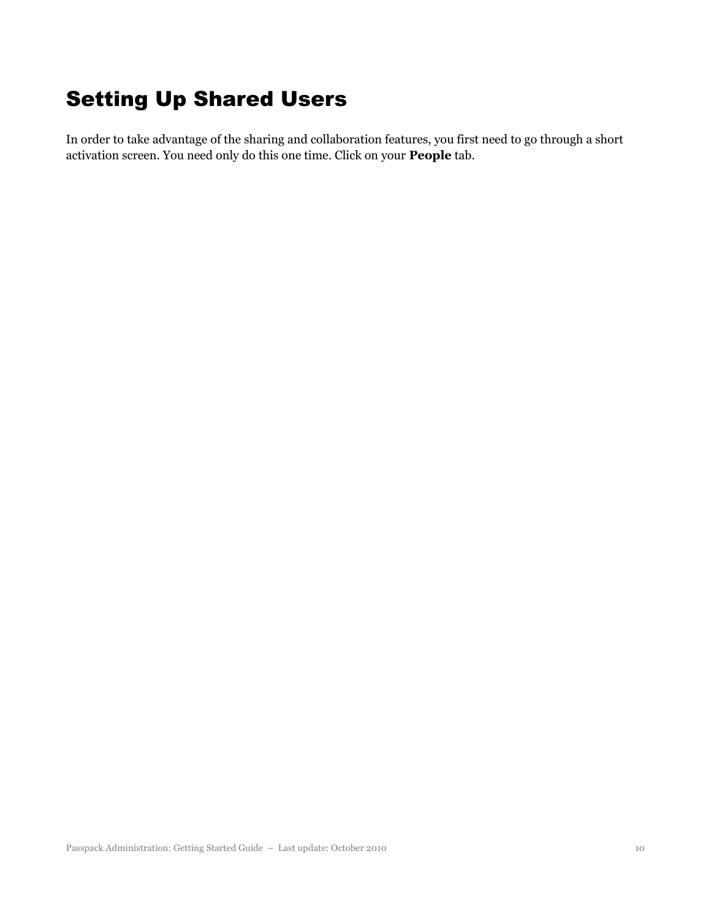# Setting Up Shared Users

In order to take advantage of the sharing and collaboration features, you first need to go through a short activation screen. You need only do this one time. Click on your **People** tab.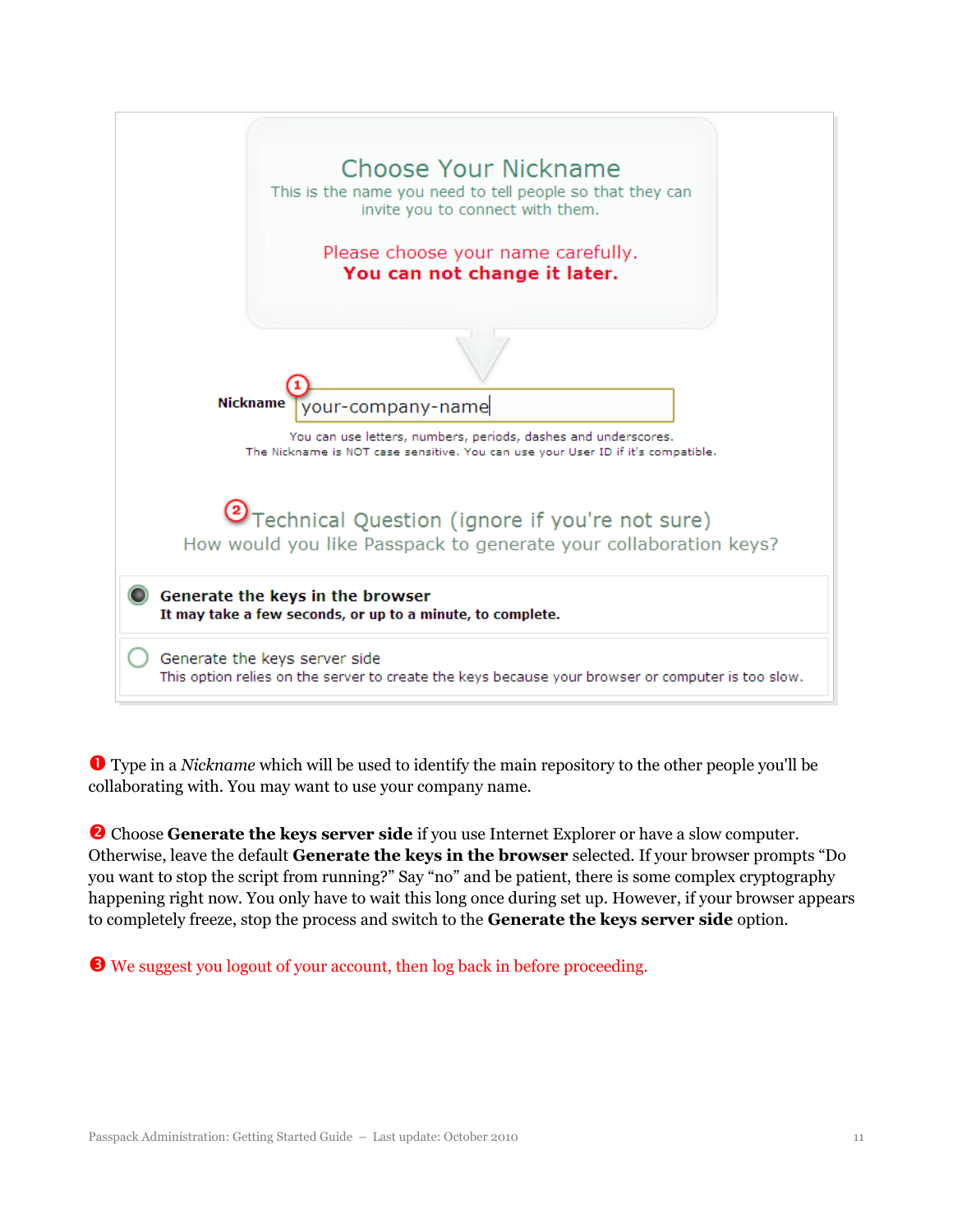## Choose Your Nickname

This is the name you need to tell people so that they can invite you to connect with them.

Please choose your name carefully.
**You can not change it later.**

**Nickname** ① your-company-name

You can use letters, numbers, periods, dashes and underscores.
The Nickname is NOT case sensitive. You can use your User ID if it's compatible.

② Technical Question (ignore if you're not sure)
How would you like Passpack to generate your collaboration keys?

- (selected) **Generate the keys in the browser**
  **It may take a few seconds, or up to a minute, to complete.**
- Generate the keys server side
  This option relies on the server to create the keys because your browser or computer is too slow.

❶ Type in a *Nickname* which will be used to identify the main repository to the other people you'll be collaborating with. You may want to use your company name.

❷ Choose **Generate the keys server side** if you use Internet Explorer or have a slow computer. Otherwise, leave the default **Generate the keys in the browser** selected. If your browser prompts "Do you want to stop the script from running?" Say "no" and be patient, there is some complex cryptography happening right now. You only have to wait this long once during set up. However, if your browser appears to completely freeze, stop the process and switch to the **Generate the keys server side** option.

❸ We suggest you logout of your account, then log back in before proceeding.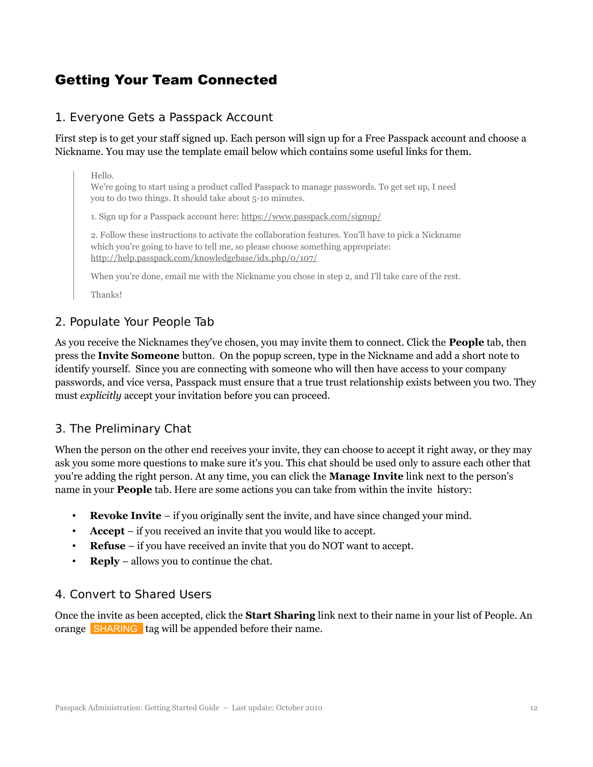# Getting Your Team Connected

## 1. Everyone Gets a Passpack Account

First step is to get your staff signed up. Each person will sign up for a Free Passpack account and choose a Nickname. You may use the template email below which contains some useful links for them.

> Hello.
> We're going to start using a product called Passpack to manage passwords. To get set up, I need you to do two things. It should take about 5-10 minutes.
>
> 1. Sign up for a Passpack account here: https://www.passpack.com/signup/
>
> 2. Follow these instructions to activate the collaboration features. You'll have to pick a Nickname which you're going to have to tell me, so please choose something appropriate: http://help.passpack.com/knowledgebase/idx.php/0/107/
>
> When you're done, email me with the Nickname you chose in step 2, and I'll take care of the rest.
>
> Thanks!

## 2. Populate Your People Tab

As you receive the Nicknames they've chosen, you may invite them to connect. Click the **People** tab, then press the **Invite Someone** button. On the popup screen, type in the Nickname and add a short note to identify yourself. Since you are connecting with someone who will then have access to your company passwords, and vice versa, Passpack must ensure that a true trust relationship exists between you two. They must *explicitly* accept your invitation before you can proceed.

## 3. The Preliminary Chat

When the person on the other end receives your invite, they can choose to accept it right away, or they may ask you some more questions to make sure it's you. This chat should be used only to assure each other that you're adding the right person. At any time, you can click the **Manage Invite** link next to the person's name in your **People** tab. Here are some actions you can take from within the invite history:

- **Revoke Invite** – if you originally sent the invite, and have since changed your mind.
- **Accept** – if you received an invite that you would like to accept.
- **Refuse** – if you have received an invite that you do NOT want to accept.
- **Reply** – allows you to continue the chat.

## 4. Convert to Shared Users

Once the invite as been accepted, click the **Start Sharing** link next to their name in your list of People. An orange SHARING tag will be appended before their name.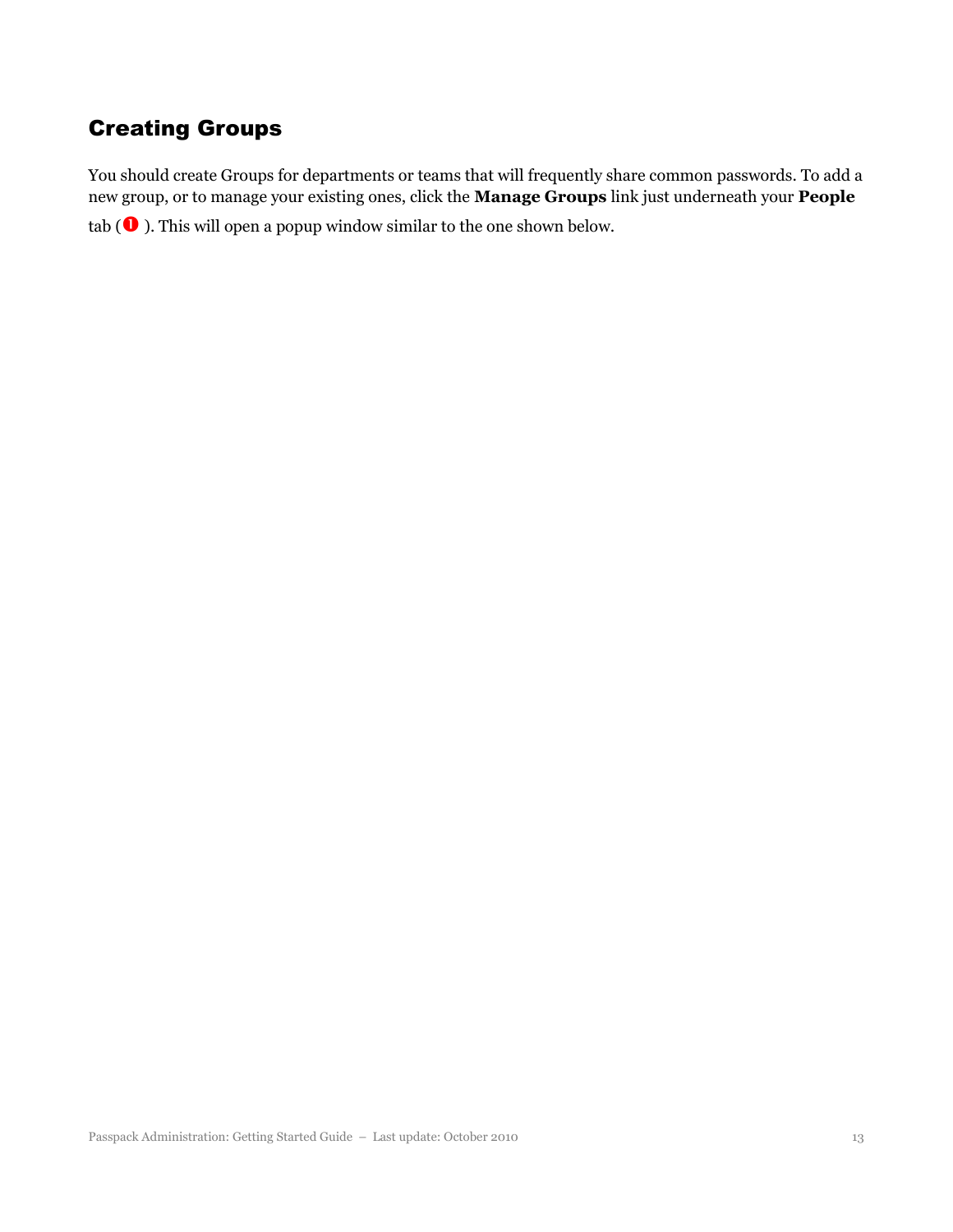## Creating Groups

You should create Groups for departments or teams that will frequently share common passwords. To add a new group, or to manage your existing ones, click the **Manage Groups** link just underneath your **People** tab (❶ ). This will open a popup window similar to the one shown below.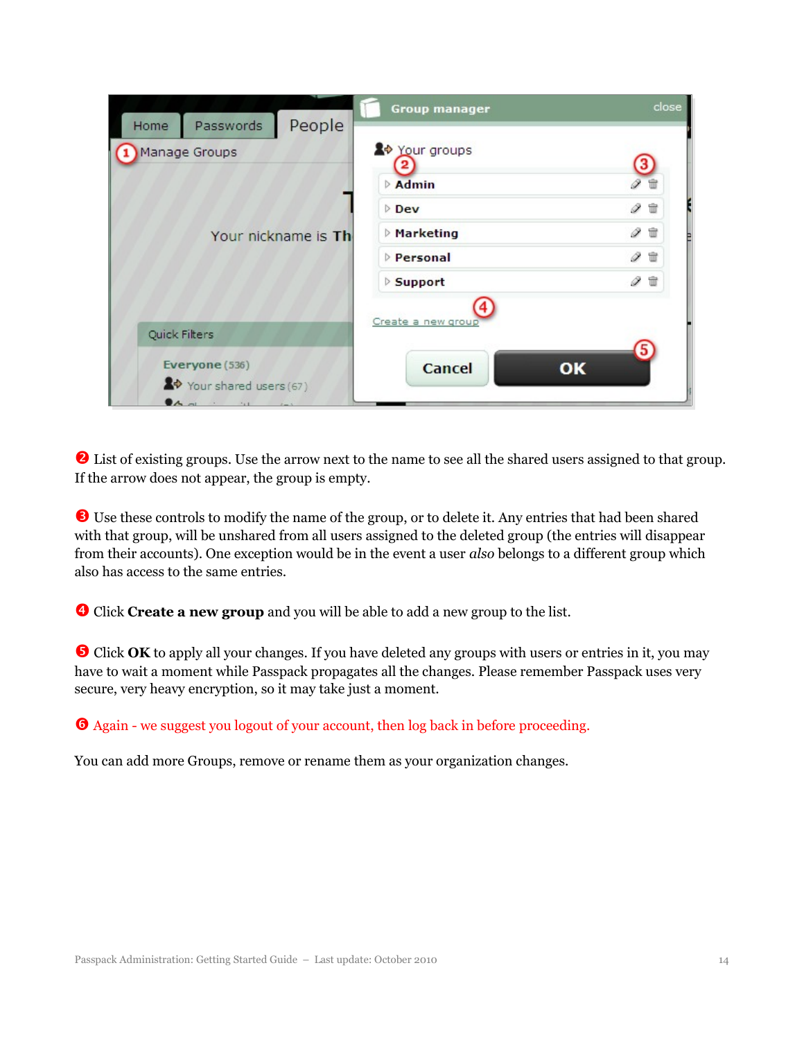❷ List of existing groups. Use the arrow next to the name to see all the shared users assigned to that group. If the arrow does not appear, the group is empty.

❸ Use these controls to modify the name of the group, or to delete it. Any entries that had been shared with that group, will be unshared from all users assigned to the deleted group (the entries will disappear from their accounts). One exception would be in the event a user *also* belongs to a different group which also has access to the same entries.

❹ Click **Create a new group** and you will be able to add a new group to the list.

❺ Click **OK** to apply all your changes. If you have deleted any groups with users or entries in it, you may have to wait a moment while Passpack propagates all the changes. Please remember Passpack uses very secure, very heavy encryption, so it may take just a moment.

❻ Again - we suggest you logout of your account, then log back in before proceeding.

You can add more Groups, remove or rename them as your organization changes.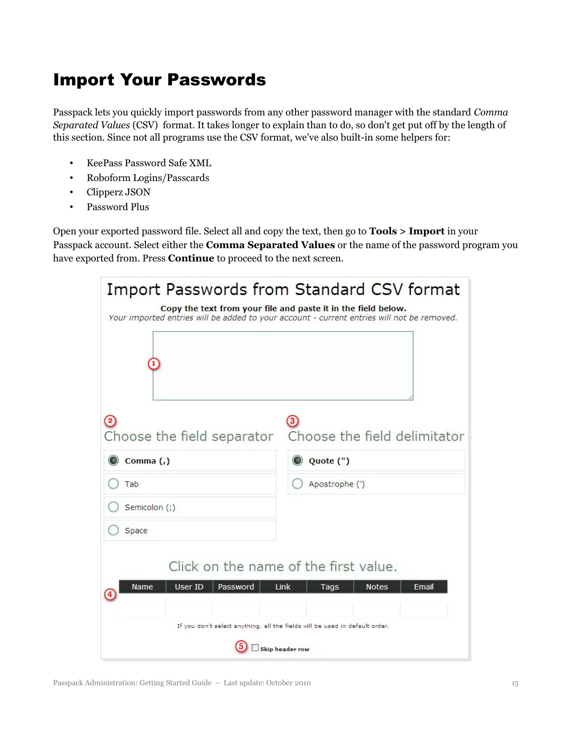# Import Your Passwords

Passpack lets you quickly import passwords from any other password manager with the standard *Comma Separated Values* (CSV) format. It takes longer to explain than to do, so don't get put off by the length of this section. Since not all programs use the CSV format, we've also built-in some helpers for:

- KeePass Password Safe XML
- Roboform Logins/Passcards
- Clipperz JSON
- Password Plus

Open your exported password file. Select all and copy the text, then go to **Tools** > **Import** in your Passpack account. Select either the **Comma Separated Values** or the name of the password program you have exported from. Press **Continue** to proceed to the next screen.

## Import Passwords from Standard CSV format

**Copy the text from your file and paste it in the field below.**
*Your imported entries will be added to your account - current entries will not be removed.*

(1)

(2) Choose the field separator

- Comma (,)
- Tab
- Semicolon (;)
- Space

(3) Choose the field delimitator

- Quote (")
- Apostrophe (')

Click on the name of the first value.

(4)

| Name | User ID | Password | Link | Tags | Notes | Email |
|---|---|---|---|---|---|---|
| | | | | | | |

If you don't select anything, all the fields will be used in default order.

(5) Skip header row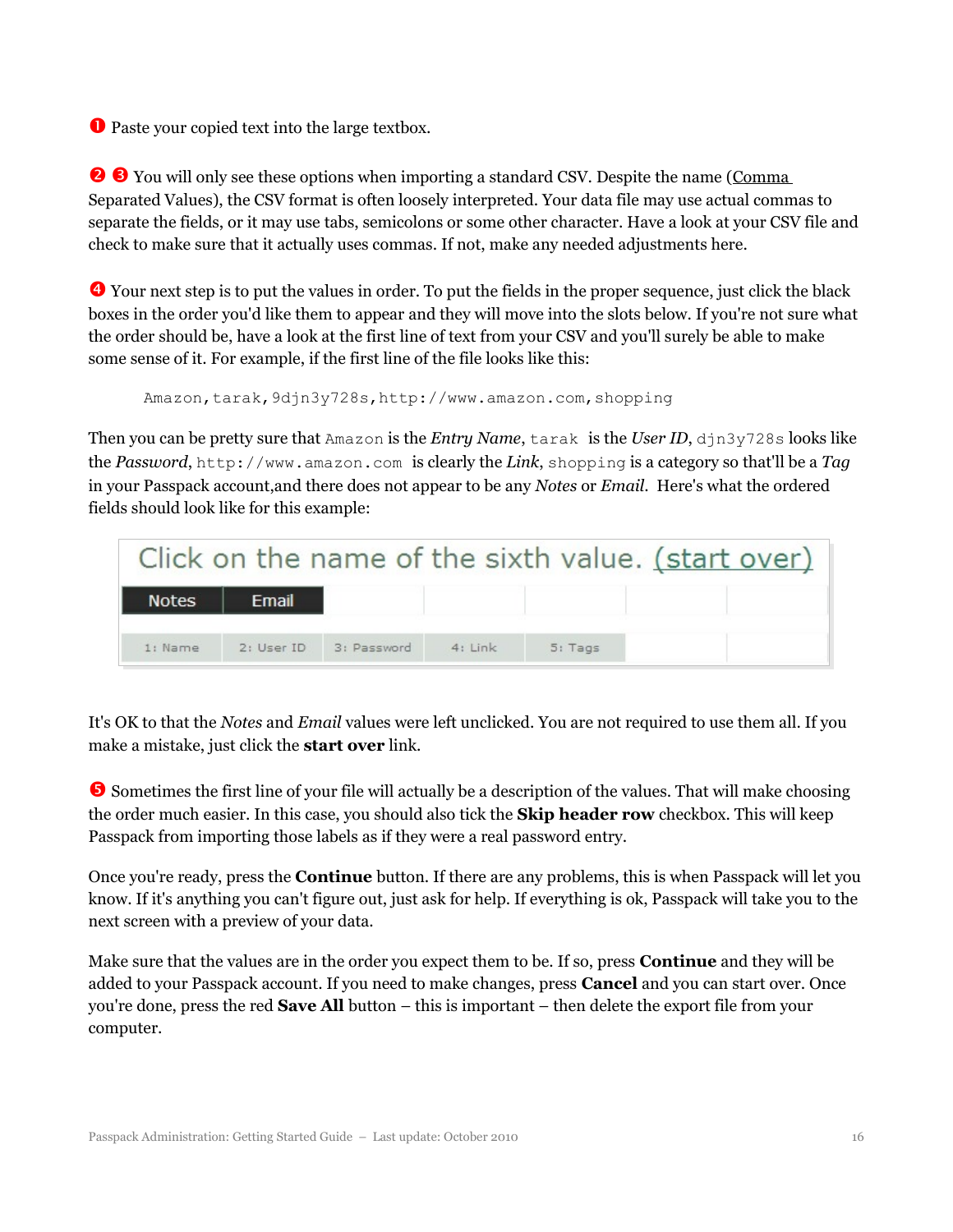❶ Paste your copied text into the large textbox.

❷ ❸ You will only see these options when importing a standard CSV. Despite the name (Comma Separated Values), the CSV format is often loosely interpreted. Your data file may use actual commas to separate the fields, or it may use tabs, semicolons or some other character. Have a look at your CSV file and check to make sure that it actually uses commas. If not, make any needed adjustments here.

❹ Your next step is to put the values in order. To put the fields in the proper sequence, just click the black boxes in the order you'd like them to appear and they will move into the slots below. If you're not sure what the order should be, have a look at the first line of text from your CSV and you'll surely be able to make some sense of it. For example, if the first line of the file looks like this:

```
Amazon,tarak,9djn3y728s,http://www.amazon.com,shopping
```

Then you can be pretty sure that `Amazon` is the *Entry Name*, `tarak` is the *User ID*, `djn3y728s` looks like the *Password*, `http://www.amazon.com` is clearly the *Link*, `shopping` is a category so that'll be a *Tag* in your Passpack account,and there does not appear to be any *Notes* or *Email*. Here's what the ordered fields should look like for this example:

Click on the name of the sixth value. (start over)

| Notes | Email | | | | | |
|---|---|---|---|---|---|---|
| 1: Name | 2: User ID | 3: Password | 4: Link | 5: Tags | | |

It's OK to that the *Notes* and *Email* values were left unclicked. You are not required to use them all. If you make a mistake, just click the **start over** link.

❺ Sometimes the first line of your file will actually be a description of the values. That will make choosing the order much easier. In this case, you should also tick the **Skip header row** checkbox. This will keep Passpack from importing those labels as if they were a real password entry.

Once you're ready, press the **Continue** button. If there are any problems, this is when Passpack will let you know. If it's anything you can't figure out, just ask for help. If everything is ok, Passpack will take you to the next screen with a preview of your data.

Make sure that the values are in the order you expect them to be. If so, press **Continue** and they will be added to your Passpack account. If you need to make changes, press **Cancel** and you can start over. Once you're done, press the red **Save All** button – this is important – then delete the export file from your computer.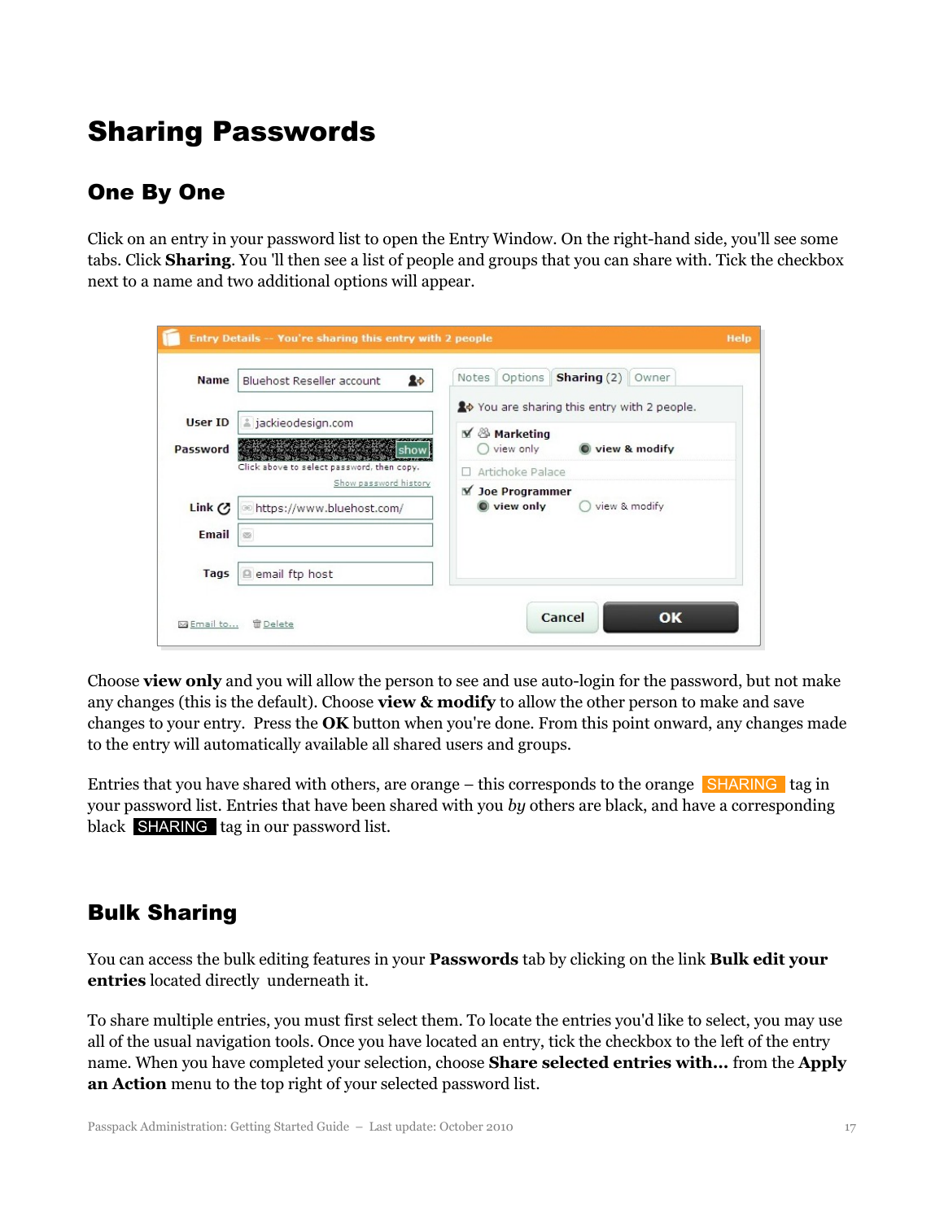# Sharing Passwords

## One By One

Click on an entry in your password list to open the Entry Window. On the right-hand side, you'll see some tabs. Click **Sharing**. You 'll then see a list of people and groups that you can share with. Tick the checkbox next to a name and two additional options will appear.

Choose **view only** and you will allow the person to see and use auto-login for the password, but not make any changes (this is the default). Choose **view & modify** to allow the other person to make and save changes to your entry. Press the **OK** button when you're done. From this point onward, any changes made to the entry will automatically available all shared users and groups.

Entries that you have shared with others, are orange – this corresponds to the orange SHARING tag in your password list. Entries that have been shared with you *by* others are black, and have a corresponding black SHARING tag in our password list.

## Bulk Sharing

You can access the bulk editing features in your **Passwords** tab by clicking on the link **Bulk edit your entries** located directly underneath it.

To share multiple entries, you must first select them. To locate the entries you'd like to select, you may use all of the usual navigation tools. Once you have located an entry, tick the checkbox to the left of the entry name. When you have completed your selection, choose **Share selected entries with...** from the **Apply an Action** menu to the top right of your selected password list.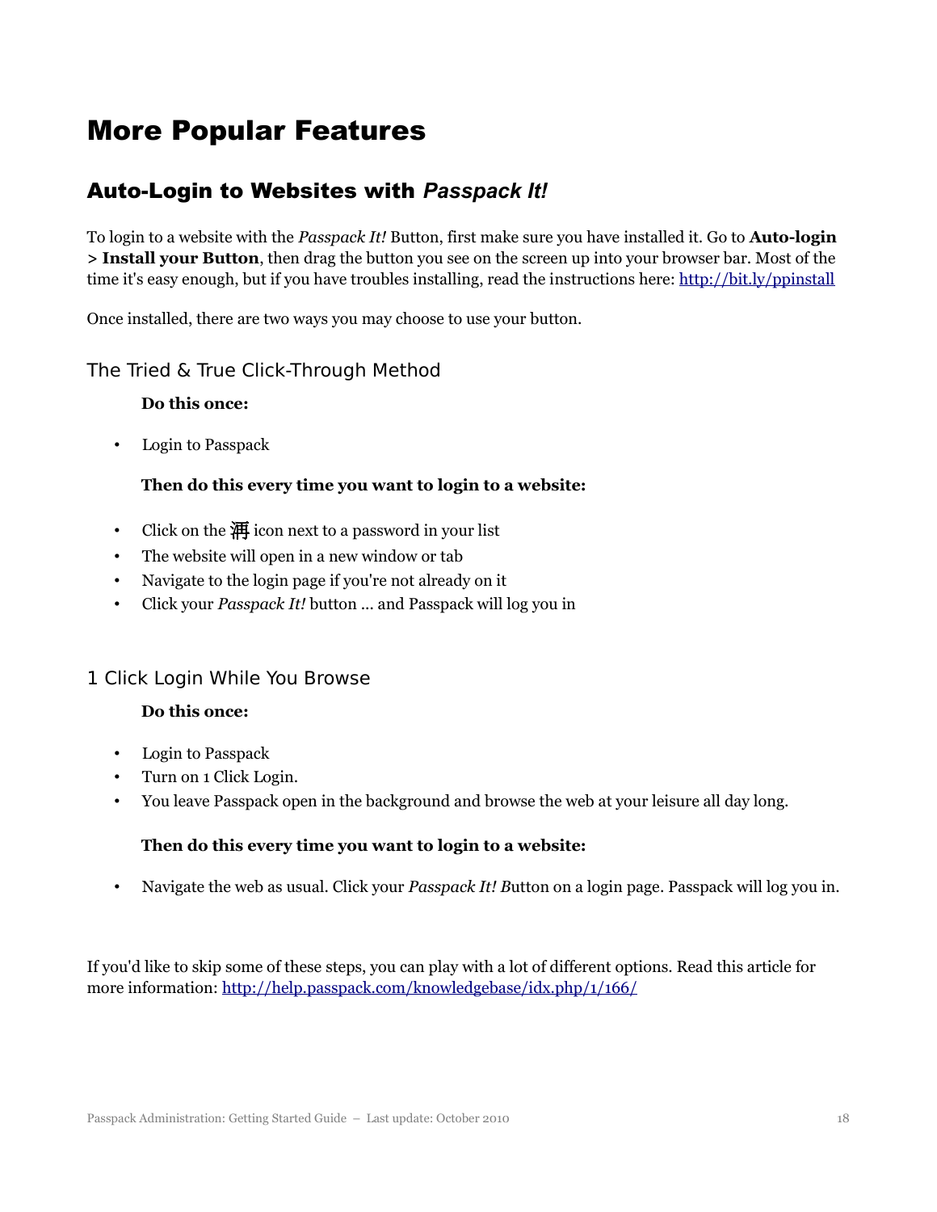# More Popular Features

## Auto-Login to Websites with *Passpack It!*

To login to a website with the *Passpack It!* Button, first make sure you have installed it. Go to **Auto-login > Install your Button**, then drag the button you see on the screen up into your browser bar. Most of the time it's easy enough, but if you have troubles installing, read the instructions here: http://bit.ly/ppinstall

Once installed, there are two ways you may choose to use your button.

### The Tried & True Click-Through Method

**Do this once:**

- Login to Passpack

**Then do this every time you want to login to a website:**

- Click on the 湃 icon next to a password in your list
- The website will open in a new window or tab
- Navigate to the login page if you're not already on it
- Click your *Passpack It!* button ... and Passpack will log you in

### 1 Click Login While You Browse

**Do this once:**

- Login to Passpack
- Turn on 1 Click Login.
- You leave Passpack open in the background and browse the web at your leisure all day long.

**Then do this every time you want to login to a website:**

- Navigate the web as usual. Click your *Passpack It! B*utton on a login page. Passpack will log you in.

If you'd like to skip some of these steps, you can play with a lot of different options. Read this article for more information: http://help.passpack.com/knowledgebase/idx.php/1/166/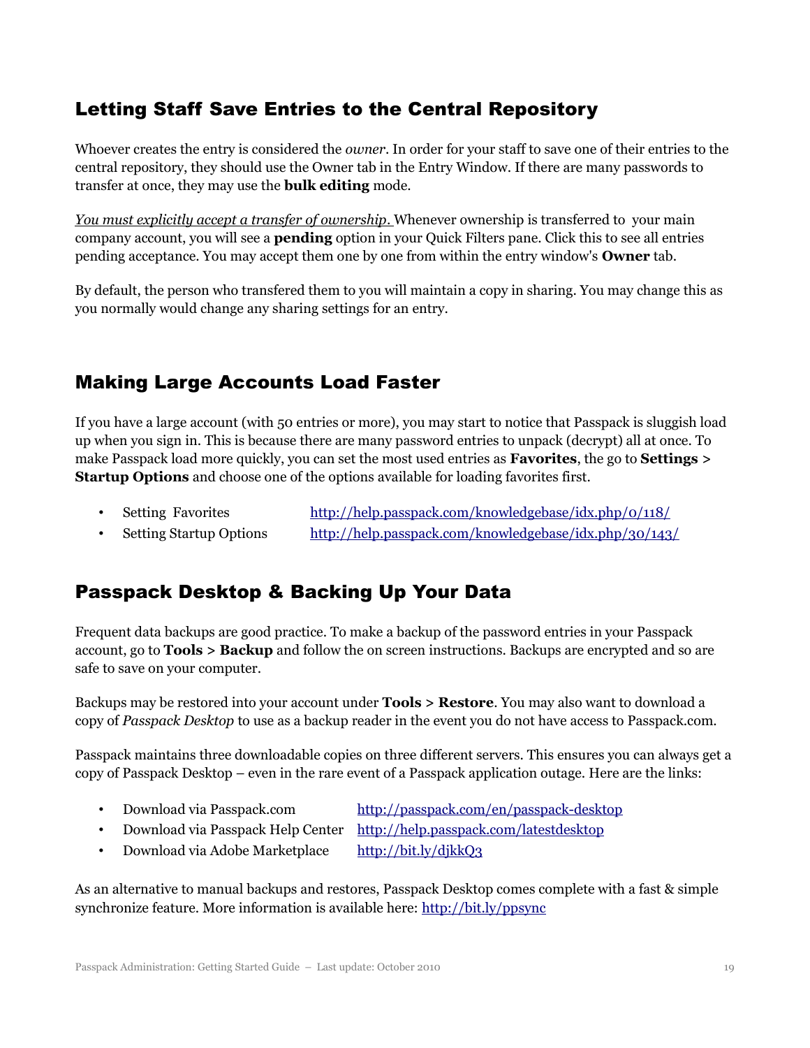## Letting Staff Save Entries to the Central Repository

Whoever creates the entry is considered the *owner*. In order for your staff to save one of their entries to the central repository, they should use the Owner tab in the Entry Window. If there are many passwords to transfer at once, they may use the **bulk editing** mode.

*You must explicitly accept a transfer of ownership.* Whenever ownership is transferred to your main company account, you will see a **pending** option in your Quick Filters pane. Click this to see all entries pending acceptance. You may accept them one by one from within the entry window's **Owner** tab.

By default, the person who transfered them to you will maintain a copy in sharing. You may change this as you normally would change any sharing settings for an entry.

## Making Large Accounts Load Faster

If you have a large account (with 50 entries or more), you may start to notice that Passpack is sluggish load up when you sign in. This is because there are many password entries to unpack (decrypt) all at once. To make Passpack load more quickly, you can set the most used entries as **Favorites**, the go to **Settings > Startup Options** and choose one of the options available for loading favorites first.

- Setting Favorites http://help.passpack.com/knowledgebase/idx.php/0/118/
- Setting Startup Options http://help.passpack.com/knowledgebase/idx.php/30/143/

## Passpack Desktop & Backing Up Your Data

Frequent data backups are good practice. To make a backup of the password entries in your Passpack account, go to **Tools > Backup** and follow the on screen instructions. Backups are encrypted and so are safe to save on your computer.

Backups may be restored into your account under **Tools > Restore**. You may also want to download a copy of *Passpack Desktop* to use as a backup reader in the event you do not have access to Passpack.com.

Passpack maintains three downloadable copies on three different servers. This ensures you can always get a copy of Passpack Desktop – even in the rare event of a Passpack application outage. Here are the links:

- Download via Passpack.com http://passpack.com/en/passpack-desktop
- Download via Passpack Help Center http://help.passpack.com/latestdesktop
- Download via Adobe Marketplace http://bit.ly/djkkQ3

As an alternative to manual backups and restores, Passpack Desktop comes complete with a fast & simple synchronize feature. More information is available here: http://bit.ly/ppsync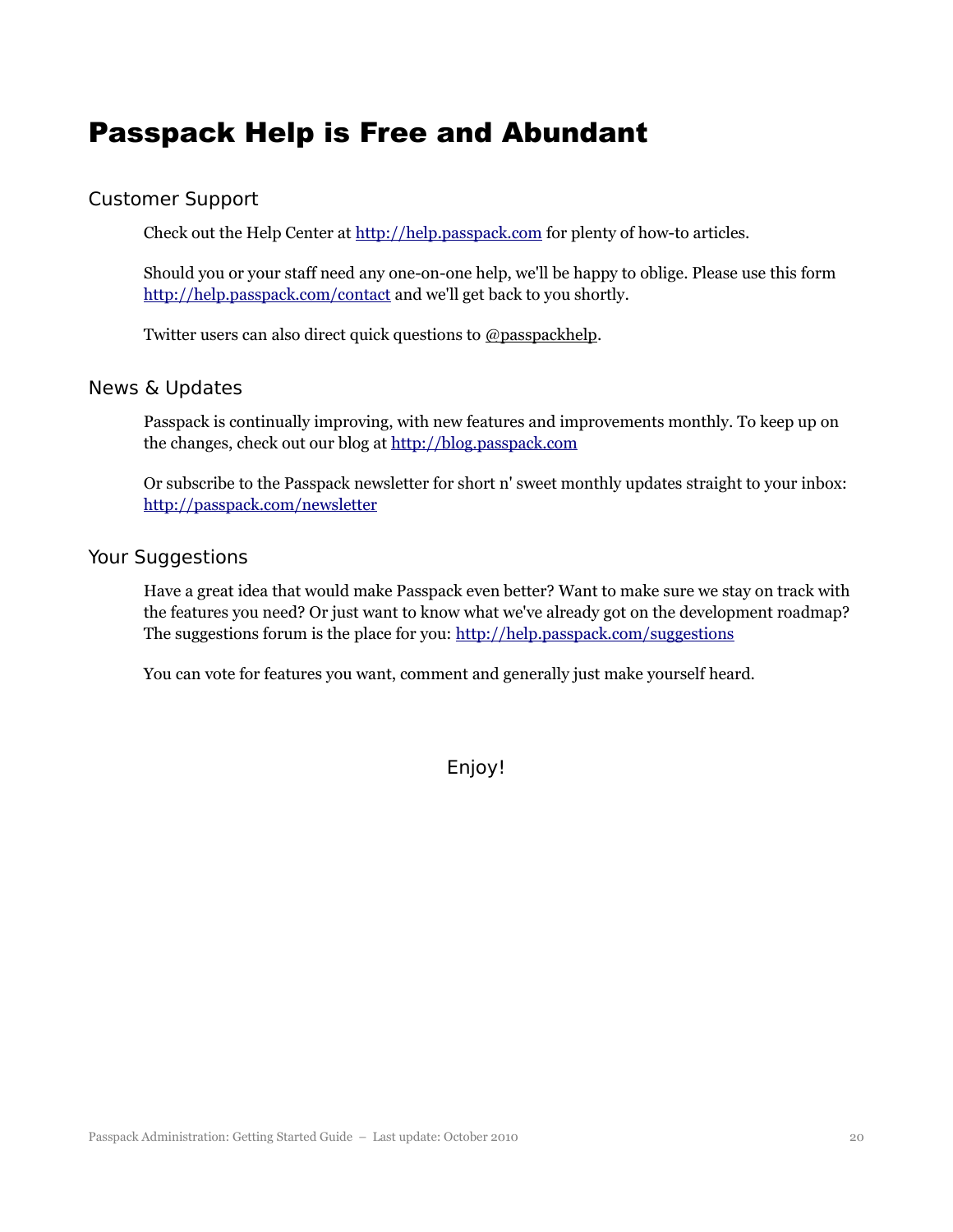# Passpack Help is Free and Abundant

## Customer Support

Check out the Help Center at http://help.passpack.com for plenty of how-to articles.

Should you or your staff need any one-on-one help, we'll be happy to oblige. Please use this form http://help.passpack.com/contact and we'll get back to you shortly.

Twitter users can also direct quick questions to @passpackhelp.

## News & Updates

Passpack is continually improving, with new features and improvements monthly. To keep up on the changes, check out our blog at http://blog.passpack.com

Or subscribe to the Passpack newsletter for short n' sweet monthly updates straight to your inbox: http://passpack.com/newsletter

## Your Suggestions

Have a great idea that would make Passpack even better? Want to make sure we stay on track with the features you need? Or just want to know what we've already got on the development roadmap? The suggestions forum is the place for you: http://help.passpack.com/suggestions

You can vote for features you want, comment and generally just make yourself heard.

Enjoy!